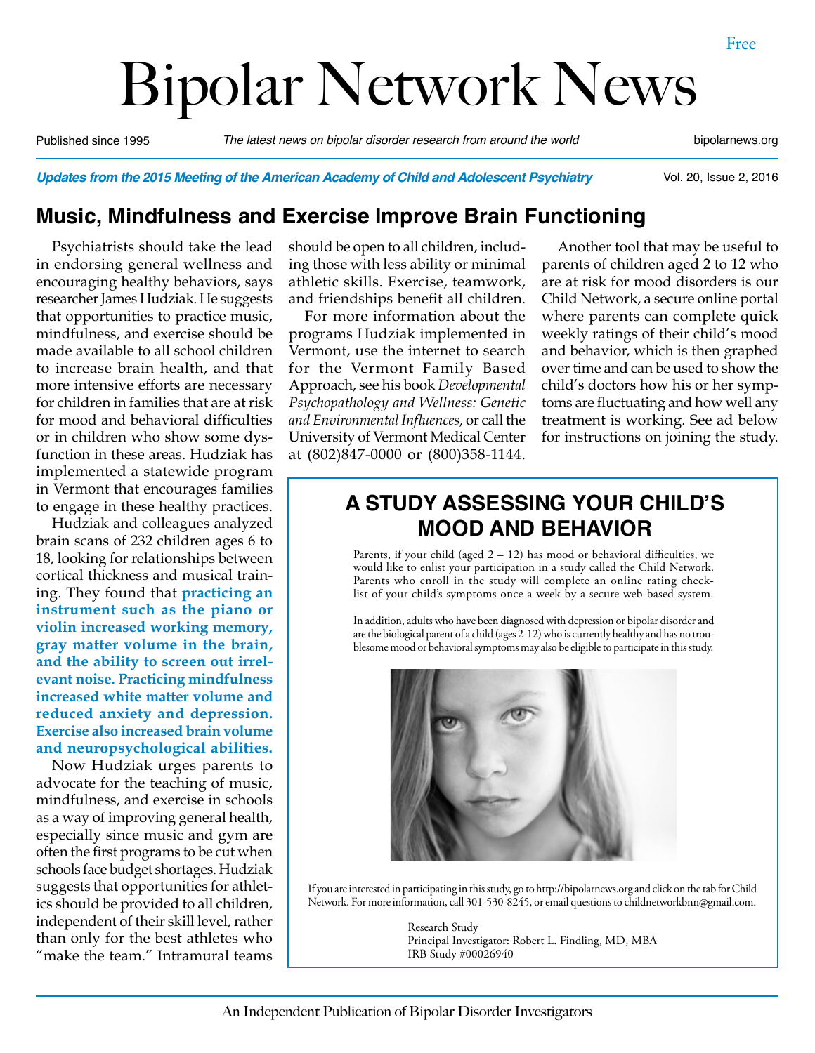Free

# Bipolar Network News

Published since 1995 — *The latest news on bipolar disorder research from around the world* — bipolarnews.org

***Updates from the 2015 Meeting of the American Academy of Child and Adolescent Psychiatry***

Vol. 20, Issue 2, 2016

## Music, Mindfulness and Exercise Improve Brain Functioning

Psychiatrists should take the lead in endorsing general wellness and encouraging healthy behaviors, says researcher James Hudziak. He suggests that opportunities to practice music, mindfulness, and exercise should be made available to all school children to increase brain health, and that more intensive efforts are necessary for children in families that are at risk for mood and behavioral difficulties or in children who show some dysfunction in these areas. Hudziak has implemented a statewide program in Vermont that encourages families to engage in these healthy practices.

Hudziak and colleagues analyzed brain scans of 232 children ages 6 to 18, looking for relationships between cortical thickness and musical training. They found that **practicing an instrument such as the piano or violin increased working memory, gray matter volume in the brain, and the ability to screen out irrelevant noise. Practicing mindfulness increased white matter volume and reduced anxiety and depression. Exercise also increased brain volume and neuropsychological abilities.**

Now Hudziak urges parents to advocate for the teaching of music, mindfulness, and exercise in schools as a way of improving general health, especially since music and gym are often the first programs to be cut when schools face budget shortages. Hudziak suggests that opportunities for athletics should be provided to all children, independent of their skill level, rather than only for the best athletes who "make the team." Intramural teams should be open to all children, including those with less ability or minimal athletic skills. Exercise, teamwork, and friendships benefit all children.

For more information about the programs Hudziak implemented in Vermont, use the internet to search for the Vermont Family Based Approach, see his book *Developmental Psychopathology and Wellness: Genetic and Environmental Influences*, or call the University of Vermont Medical Center at (802)847-0000 or (800)358-1144.

Another tool that may be useful to parents of children aged 2 to 12 who are at risk for mood disorders is our Child Network, a secure online portal where parents can complete quick weekly ratings of their child's mood and behavior, which is then graphed over time and can be used to show the child's doctors how his or her symptoms are fluctuating and how well any treatment is working. See ad below for instructions on joining the study.

### A STUDY ASSESSING YOUR CHILD'S MOOD AND BEHAVIOR

Parents, if your child (aged 2 – 12) has mood or behavioral difficulties, we would like to enlist your participation in a study called the Child Network. Parents who enroll in the study will complete an online rating checklist of your child's symptoms once a week by a secure web-based system.

In addition, adults who have been diagnosed with depression or bipolar disorder and are the biological parent of a child (ages 2-12) who is currently healthy and has no troublesome mood or behavioral symptoms may also be eligible to participate in this study.

If you are interested in participating in this study, go to http://bipolarnews.org and click on the tab for Child Network. For more information, call 301-530-8245, or email questions to childnetworkbnn@gmail.com.

Research Study
Principal Investigator: Robert L. Findling, MD, MBA
IRB Study #00026940

An Independent Publication of Bipolar Disorder Investigators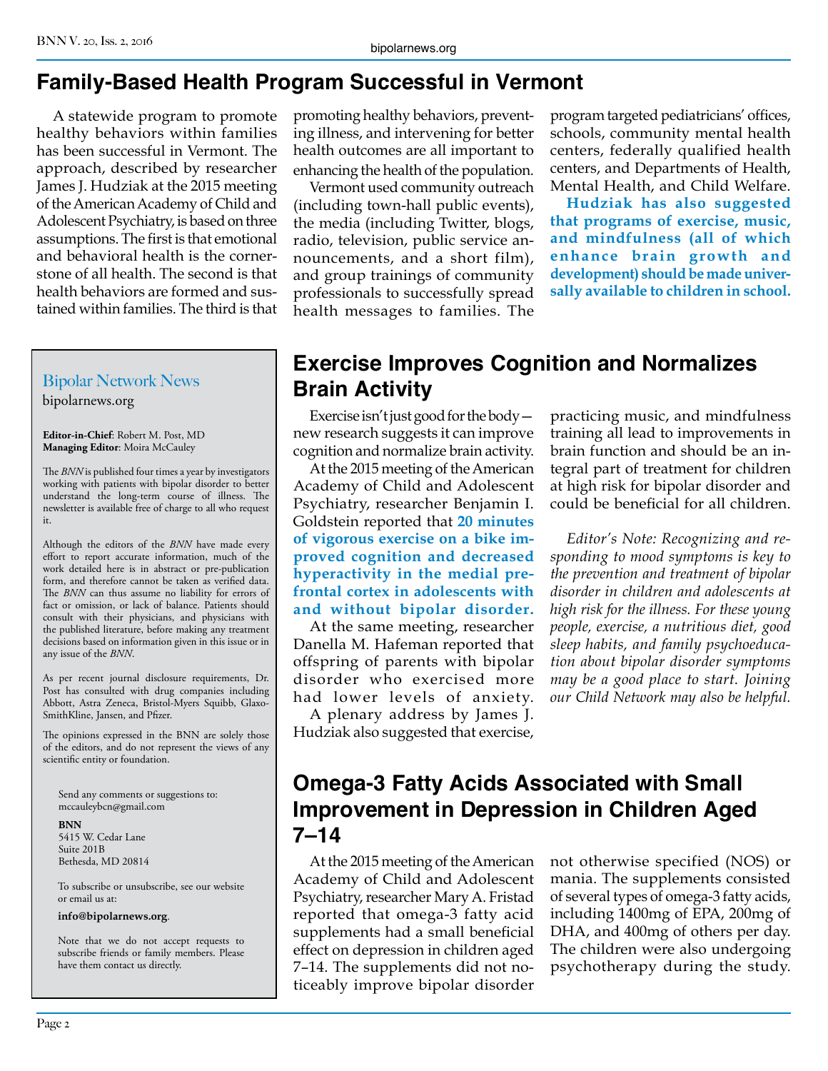## Family-Based Health Program Successful in Vermont

A statewide program to promote healthy behaviors within families has been successful in Vermont. The approach, described by researcher James J. Hudziak at the 2015 meeting of the American Academy of Child and Adolescent Psychiatry, is based on three assumptions. The first is that emotional and behavioral health is the cornerstone of all health. The second is that health behaviors are formed and sustained within families. The third is that promoting healthy behaviors, preventing illness, and intervening for better health outcomes are all important to enhancing the health of the population.

Vermont used community outreach (including town-hall public events), the media (including Twitter, blogs, radio, television, public service announcements, and a short film), and group trainings of community professionals to successfully spread health messages to families. The program targeted pediatricians' offices, schools, community mental health centers, federally qualified health centers, and Departments of Health, Mental Health, and Child Welfare.

**Hudziak has also suggested that programs of exercise, music, and mindfulness (all of which enhance brain growth and development) should be made universally available to children in school.**

## Exercise Improves Cognition and Normalizes Brain Activity

Exercise isn't just good for the body—new research suggests it can improve cognition and normalize brain activity.

At the 2015 meeting of the American Academy of Child and Adolescent Psychiatry, researcher Benjamin I. Goldstein reported that **20 minutes of vigorous exercise on a bike improved cognition and decreased hyperactivity in the medial prefrontal cortex in adolescents with and without bipolar disorder.**

At the same meeting, researcher Danella M. Hafeman reported that offspring of parents with bipolar disorder who exercised more had lower levels of anxiety.

A plenary address by James J. Hudziak also suggested that exercise, practicing music, and mindfulness training all lead to improvements in brain function and should be an integral part of treatment for children at high risk for bipolar disorder and could be beneficial for all children.

*Editor's Note: Recognizing and responding to mood symptoms is key to the prevention and treatment of bipolar disorder in children and adolescents at high risk for the illness. For these young people, exercise, a nutritious diet, good sleep habits, and family psychoeducation about bipolar disorder symptoms may be a good place to start. Joining our Child Network may also be helpful.*

## Omega-3 Fatty Acids Associated with Small Improvement in Depression in Children Aged 7–14

At the 2015 meeting of the American Academy of Child and Adolescent Psychiatry, researcher Mary A. Fristad reported that omega-3 fatty acid supplements had a small beneficial effect on depression in children aged 7–14. The supplements did not noticeably improve bipolar disorder not otherwise specified (NOS) or mania. The supplements consisted of several types of omega-3 fatty acids, including 1400mg of EPA, 200mg of DHA, and 400mg of others per day. The children were also undergoing psychotherapy during the study.

---

### Bipolar Network News

bipolarnews.org

**Editor-in-Chief**: Robert M. Post, MD
**Managing Editor**: Moira McCauley

The *BNN* is published four times a year by investigators working with patients with bipolar disorder to better understand the long-term course of illness. The newsletter is available free of charge to all who request it.

Although the editors of the *BNN* have made every effort to report accurate information, much of the work detailed here is in abstract or pre-publication form, and therefore cannot be taken as verified data. The *BNN* can thus assume no liability for errors of fact or omission, or lack of balance. Patients should consult with their physicians, and physicians with the published literature, before making any treatment decisions based on information given in this issue or in any issue of the *BNN*.

As per recent journal disclosure requirements, Dr. Post has consulted with drug companies including Abbott, Astra Zeneca, Bristol-Myers Squibb, GlaxoSmithKline, Jansen, and Pfizer.

The opinions expressed in the BNN are solely those of the editors, and do not represent the views of any scientific entity or foundation.

Send any comments or suggestions to:
mccauleybcn@gmail.com

**BNN**
5415 W. Cedar Lane
Suite 201B
Bethesda, MD 20814

To subscribe or unsubscribe, see our website or email us at:

**info@bipolarnews.org**.

Note that we do not accept requests to subscribe friends or family members. Please have them contact us directly.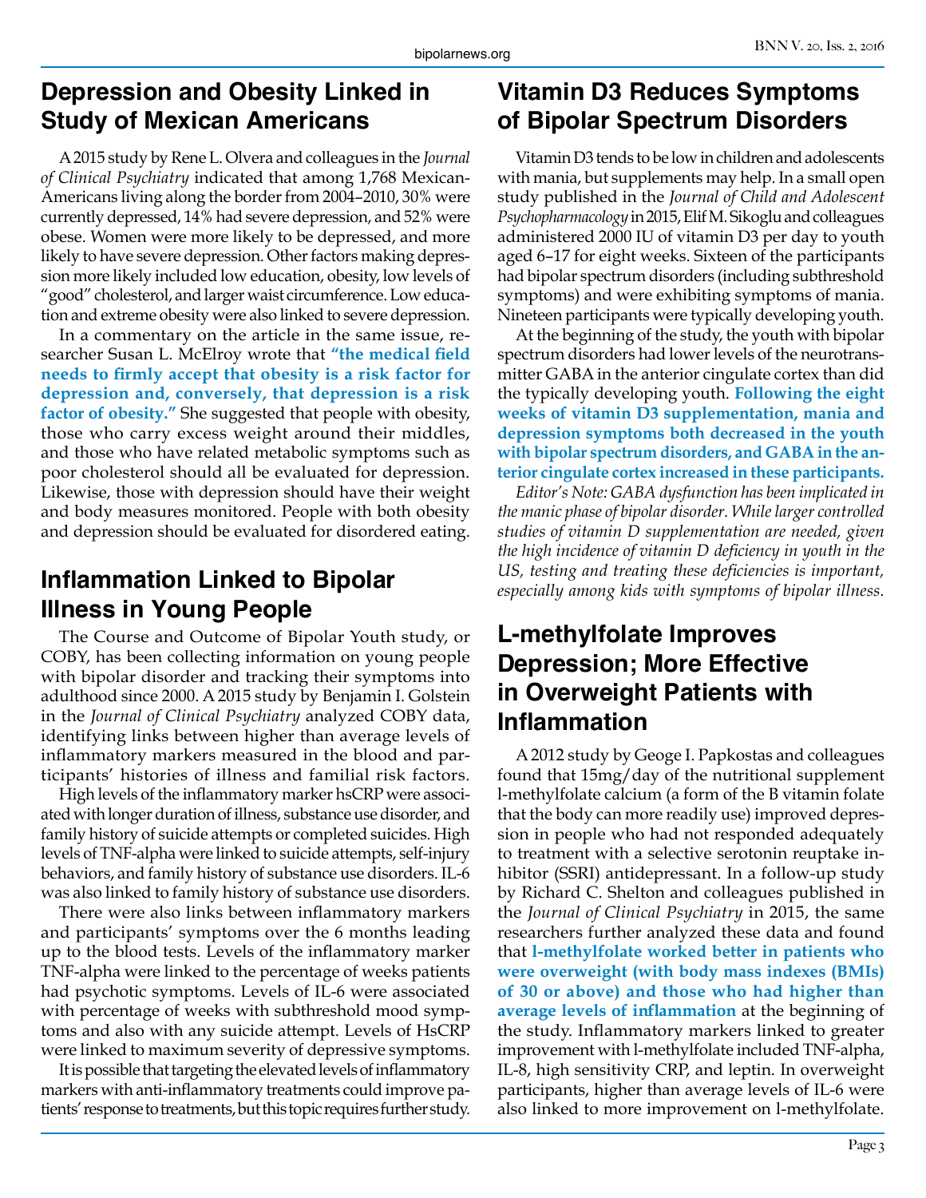## Depression and Obesity Linked in Study of Mexican Americans

A 2015 study by Rene L. Olvera and colleagues in the *Journal of Clinical Psychiatry* indicated that among 1,768 Mexican-Americans living along the border from 2004–2010, 30% were currently depressed, 14% had severe depression, and 52% were obese. Women were more likely to be depressed, and more likely to have severe depression. Other factors making depression more likely included low education, obesity, low levels of "good" cholesterol, and larger waist circumference. Low education and extreme obesity were also linked to severe depression.

In a commentary on the article in the same issue, researcher Susan L. McElroy wrote that **"the medical field needs to firmly accept that obesity is a risk factor for depression and, conversely, that depression is a risk factor of obesity."** She suggested that people with obesity, those who carry excess weight around their middles, and those who have related metabolic symptoms such as poor cholesterol should all be evaluated for depression. Likewise, those with depression should have their weight and body measures monitored. People with both obesity and depression should be evaluated for disordered eating.

## Inflammation Linked to Bipolar Illness in Young People

The Course and Outcome of Bipolar Youth study, or COBY, has been collecting information on young people with bipolar disorder and tracking their symptoms into adulthood since 2000. A 2015 study by Benjamin I. Golstein in the *Journal of Clinical Psychiatry* analyzed COBY data, identifying links between higher than average levels of inflammatory markers measured in the blood and participants' histories of illness and familial risk factors.

High levels of the inflammatory marker hsCRP were associated with longer duration of illness, substance use disorder, and family history of suicide attempts or completed suicides. High levels of TNF-alpha were linked to suicide attempts, self-injury behaviors, and family history of substance use disorders. IL-6 was also linked to family history of substance use disorders.

There were also links between inflammatory markers and participants' symptoms over the 6 months leading up to the blood tests. Levels of the inflammatory marker TNF-alpha were linked to the percentage of weeks patients had psychotic symptoms. Levels of IL-6 were associated with percentage of weeks with subthreshold mood symptoms and also with any suicide attempt. Levels of HsCRP were linked to maximum severity of depressive symptoms.

It is possible that targeting the elevated levels of inflammatory markers with anti-inflammatory treatments could improve patients' response to treatments, but this topic requires further study.

## Vitamin D3 Reduces Symptoms of Bipolar Spectrum Disorders

Vitamin D3 tends to be low in children and adolescents with mania, but supplements may help. In a small open study published in the *Journal of Child and Adolescent Psychopharmacology* in 2015, Elif M. Sikoglu and colleagues administered 2000 IU of vitamin D3 per day to youth aged 6–17 for eight weeks. Sixteen of the participants had bipolar spectrum disorders (including subthreshold symptoms) and were exhibiting symptoms of mania. Nineteen participants were typically developing youth.

At the beginning of the study, the youth with bipolar spectrum disorders had lower levels of the neurotransmitter GABA in the anterior cingulate cortex than did the typically developing youth. **Following the eight weeks of vitamin D3 supplementation, mania and depression symptoms both decreased in the youth with bipolar spectrum disorders, and GABA in the anterior cingulate cortex increased in these participants.**

*Editor's Note: GABA dysfunction has been implicated in the manic phase of bipolar disorder. While larger controlled studies of vitamin D supplementation are needed, given the high incidence of vitamin D deficiency in youth in the US, testing and treating these deficiencies is important, especially among kids with symptoms of bipolar illness.*

## L-methylfolate Improves Depression; More Effective in Overweight Patients with Inflammation

A 2012 study by Geoge I. Papkostas and colleagues found that 15mg/day of the nutritional supplement l-methylfolate calcium (a form of the B vitamin folate that the body can more readily use) improved depression in people who had not responded adequately to treatment with a selective serotonin reuptake inhibitor (SSRI) antidepressant. In a follow-up study by Richard C. Shelton and colleagues published in the *Journal of Clinical Psychiatry* in 2015, the same researchers further analyzed these data and found that **l-methylfolate worked better in patients who were overweight (with body mass indexes (BMIs) of 30 or above) and those who had higher than average levels of inflammation** at the beginning of the study. Inflammatory markers linked to greater improvement with l-methylfolate included TNF-alpha, IL-8, high sensitivity CRP, and leptin. In overweight participants, higher than average levels of IL-6 were also linked to more improvement on l-methylfolate.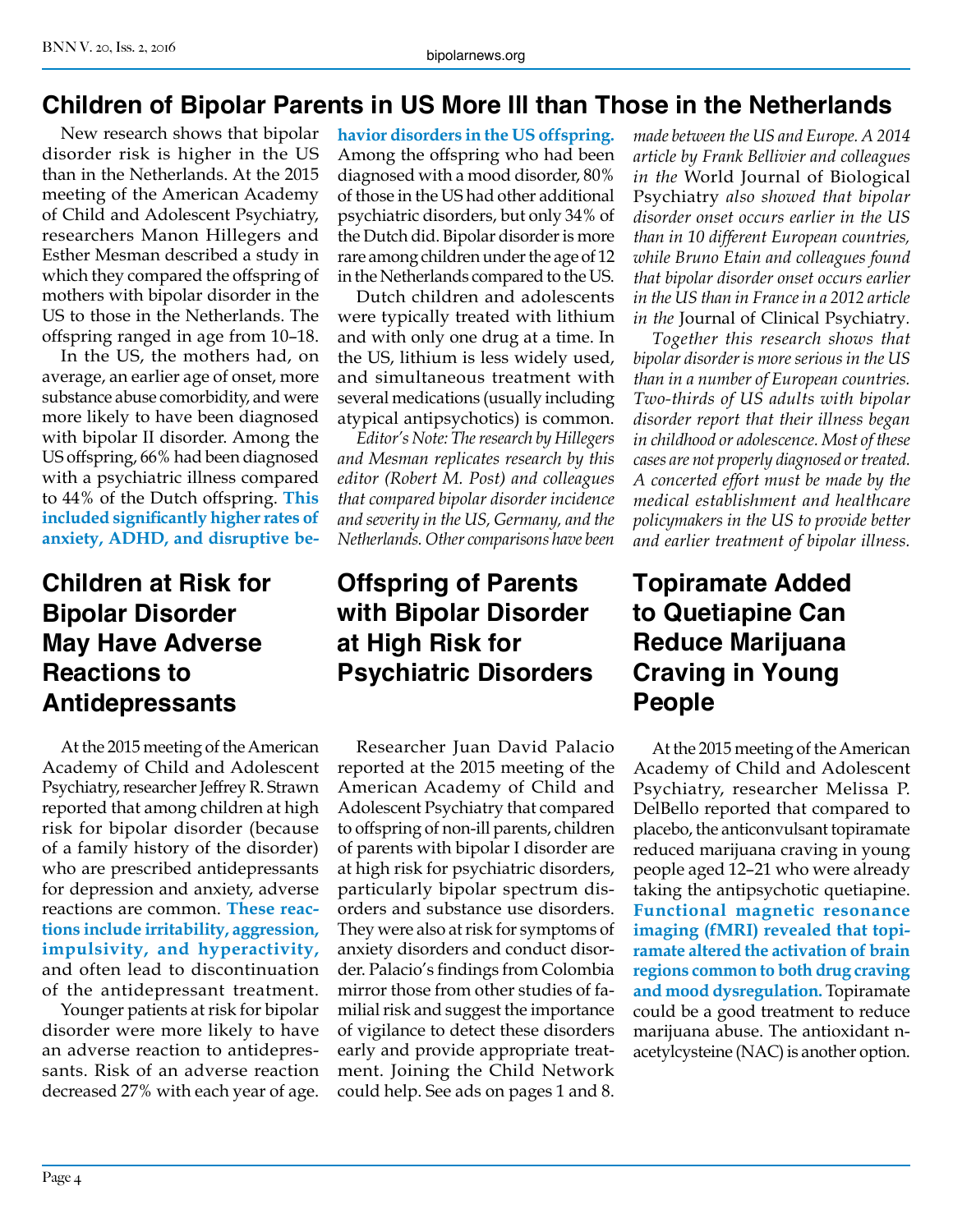## Children of Bipolar Parents in US More Ill than Those in the Netherlands

New research shows that bipolar disorder risk is higher in the US than in the Netherlands. At the 2015 meeting of the American Academy of Child and Adolescent Psychiatry, researchers Manon Hillegers and Esther Mesman described a study in which they compared the offspring of mothers with bipolar disorder in the US to those in the Netherlands. The offspring ranged in age from 10–18.

In the US, the mothers had, on average, an earlier age of onset, more substance abuse comorbidity, and were more likely to have been diagnosed with bipolar II disorder. Among the US offspring, 66% had been diagnosed with a psychiatric illness compared to 44% of the Dutch offspring. **This included significantly higher rates of anxiety, ADHD, and disruptive behavior disorders in the US offspring.** Among the offspring who had been diagnosed with a mood disorder, 80% of those in the US had other additional psychiatric disorders, but only 34% of the Dutch did. Bipolar disorder is more rare among children under the age of 12 in the Netherlands compared to the US.

Dutch children and adolescents were typically treated with lithium and with only one drug at a time. In the US, lithium is less widely used, and simultaneous treatment with several medications (usually including atypical antipsychotics) is common.

*Editor's Note: The research by Hillegers and Mesman replicates research by this editor (Robert M. Post) and colleagues that compared bipolar disorder incidence and severity in the US, Germany, and the Netherlands. Other comparisons have been made between the US and Europe. A 2014 article by Frank Bellivier and colleagues in the* World Journal of Biological Psychiatry *also showed that bipolar disorder onset occurs earlier in the US than in 10 different European countries, while Bruno Etain and colleagues found that bipolar disorder onset occurs earlier in the US than in France in a 2012 article in the* Journal of Clinical Psychiatry.

*Together this research shows that bipolar disorder is more serious in the US than in a number of European countries. Two-thirds of US adults with bipolar disorder report that their illness began in childhood or adolescence. Most of these cases are not properly diagnosed or treated. A concerted effort must be made by the medical establishment and healthcare policymakers in the US to provide better and earlier treatment of bipolar illness.*

## Children at Risk for Bipolar Disorder May Have Adverse Reactions to Antidepressants

At the 2015 meeting of the American Academy of Child and Adolescent Psychiatry, researcher Jeffrey R. Strawn reported that among children at high risk for bipolar disorder (because of a family history of the disorder) who are prescribed antidepressants for depression and anxiety, adverse reactions are common. **These reactions include irritability, aggression, impulsivity, and hyperactivity,** and often lead to discontinuation of the antidepressant treatment.

Younger patients at risk for bipolar disorder were more likely to have an adverse reaction to antidepressants. Risk of an adverse reaction decreased 27% with each year of age.

## Offspring of Parents with Bipolar Disorder at High Risk for Psychiatric Disorders

Researcher Juan David Palacio reported at the 2015 meeting of the American Academy of Child and Adolescent Psychiatry that compared to offspring of non-ill parents, children of parents with bipolar I disorder are at high risk for psychiatric disorders, particularly bipolar spectrum disorders and substance use disorders. They were also at risk for symptoms of anxiety disorders and conduct disorder. Palacio's findings from Colombia mirror those from other studies of familial risk and suggest the importance of vigilance to detect these disorders early and provide appropriate treatment. Joining the Child Network could help. See ads on pages 1 and 8.

## Topiramate Added to Quetiapine Can Reduce Marijuana Craving in Young People

At the 2015 meeting of the American Academy of Child and Adolescent Psychiatry, researcher Melissa P. DelBello reported that compared to placebo, the anticonvulsant topiramate reduced marijuana craving in young people aged 12–21 who were already taking the antipsychotic quetiapine. **Functional magnetic resonance imaging (fMRI) revealed that topiramate altered the activation of brain regions common to both drug craving and mood dysregulation.** Topiramate could be a good treatment to reduce marijuana abuse. The antioxidant n-acetylcysteine (NAC) is another option.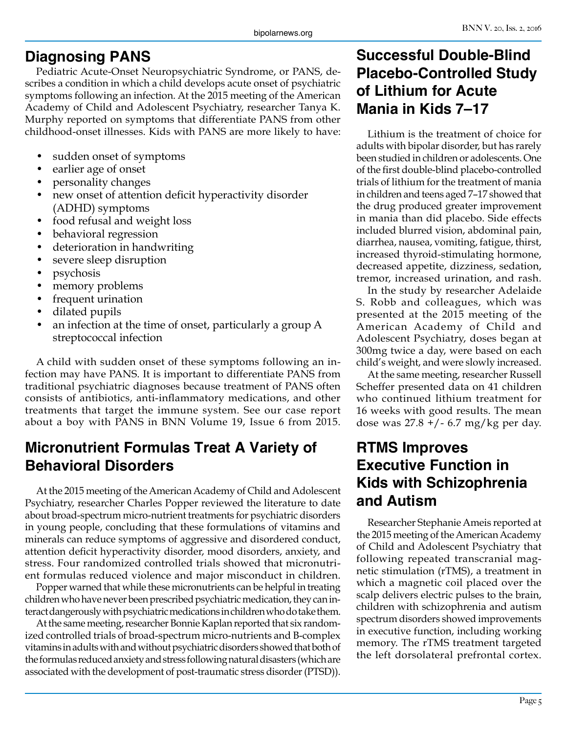## Diagnosing PANS

Pediatric Acute-Onset Neuropsychiatric Syndrome, or PANS, describes a condition in which a child develops acute onset of psychiatric symptoms following an infection. At the 2015 meeting of the American Academy of Child and Adolescent Psychiatry, researcher Tanya K. Murphy reported on symptoms that differentiate PANS from other childhood-onset illnesses. Kids with PANS are more likely to have:

- sudden onset of symptoms
- earlier age of onset
- personality changes
- new onset of attention deficit hyperactivity disorder (ADHD) symptoms
- food refusal and weight loss
- behavioral regression
- deterioration in handwriting
- severe sleep disruption
- psychosis
- memory problems
- frequent urination
- dilated pupils
- an infection at the time of onset, particularly a group A streptococcal infection

A child with sudden onset of these symptoms following an infection may have PANS. It is important to differentiate PANS from traditional psychiatric diagnoses because treatment of PANS often consists of antibiotics, anti-inflammatory medications, and other treatments that target the immune system. See our case report about a boy with PANS in BNN Volume 19, Issue 6 from 2015.

## Micronutrient Formulas Treat A Variety of Behavioral Disorders

At the 2015 meeting of the American Academy of Child and Adolescent Psychiatry, researcher Charles Popper reviewed the literature to date about broad-spectrum micro-nutrient treatments for psychiatric disorders in young people, concluding that these formulations of vitamins and minerals can reduce symptoms of aggressive and disordered conduct, attention deficit hyperactivity disorder, mood disorders, anxiety, and stress. Four randomized controlled trials showed that micronutrient formulas reduced violence and major misconduct in children.

Popper warned that while these micronutrients can be helpful in treating children who have never been prescribed psychiatric medication, they can interact dangerously with psychiatric medications in children who do take them.

At the same meeting, researcher Bonnie Kaplan reported that six randomized controlled trials of broad-spectrum micro-nutrients and B-complex vitamins in adults with and without psychiatric disorders showed that both of the formulas reduced anxiety and stress following natural disasters (which are associated with the development of post-traumatic stress disorder (PTSD)).

## Successful Double-Blind Placebo-Controlled Study of Lithium for Acute Mania in Kids 7–17

Lithium is the treatment of choice for adults with bipolar disorder, but has rarely been studied in children or adolescents. One of the first double-blind placebo-controlled trials of lithium for the treatment of mania in children and teens aged 7–17 showed that the drug produced greater improvement in mania than did placebo. Side effects included blurred vision, abdominal pain, diarrhea, nausea, vomiting, fatigue, thirst, increased thyroid-stimulating hormone, decreased appetite, dizziness, sedation, tremor, increased urination, and rash.

In the study by researcher Adelaide S. Robb and colleagues, which was presented at the 2015 meeting of the American Academy of Child and Adolescent Psychiatry, doses began at 300mg twice a day, were based on each child's weight, and were slowly increased.

At the same meeting, researcher Russell Scheffer presented data on 41 children who continued lithium treatment for 16 weeks with good results. The mean dose was 27.8 +/- 6.7 mg/kg per day.

## RTMS Improves Executive Function in Kids with Schizophrenia and Autism

Researcher Stephanie Ameis reported at the 2015 meeting of the American Academy of Child and Adolescent Psychiatry that following repeated transcranial magnetic stimulation (rTMS), a treatment in which a magnetic coil placed over the scalp delivers electric pulses to the brain, children with schizophrenia and autism spectrum disorders showed improvements in executive function, including working memory. The rTMS treatment targeted the left dorsolateral prefrontal cortex.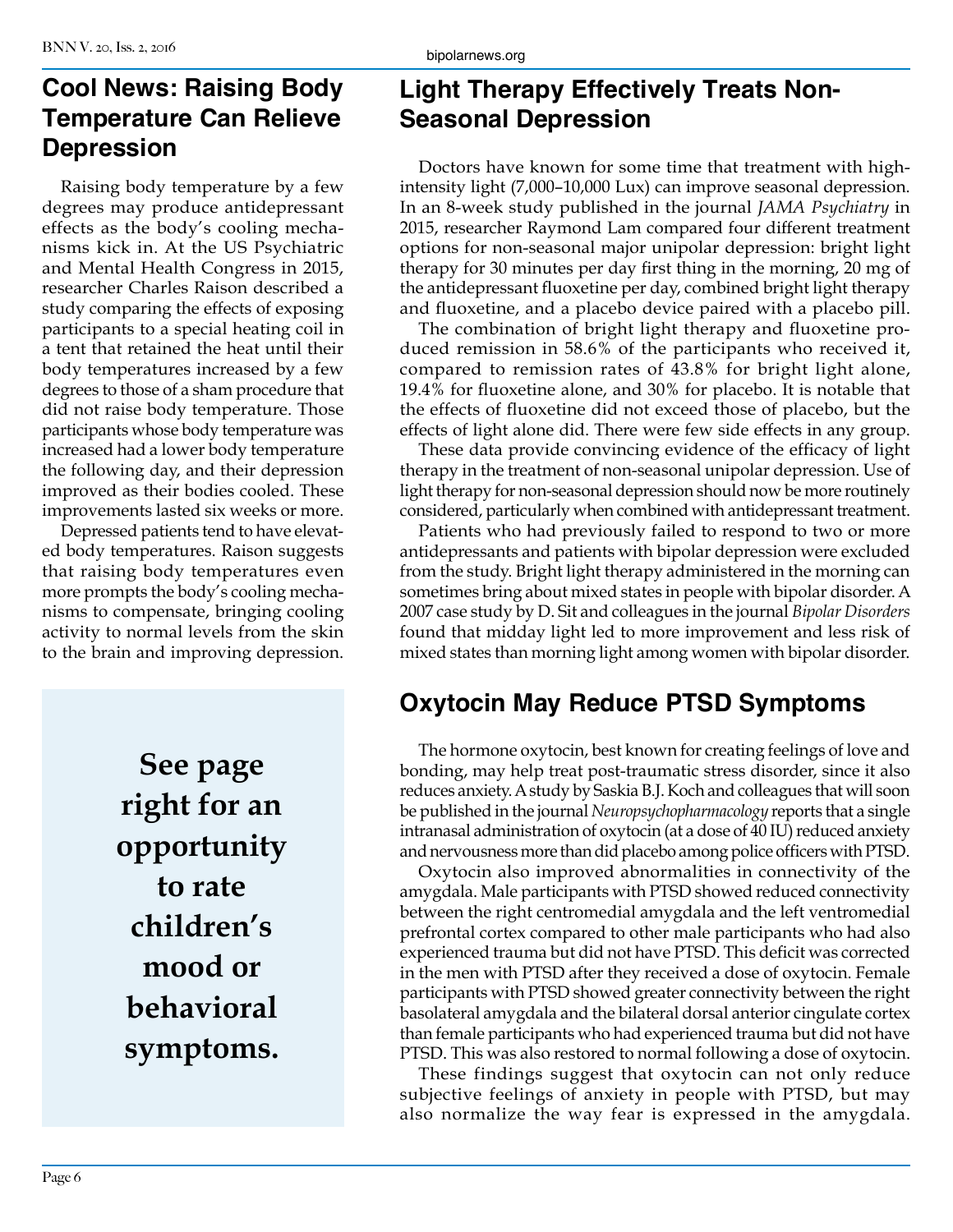## Cool News: Raising Body Temperature Can Relieve Depression

Raising body temperature by a few degrees may produce antidepressant effects as the body's cooling mechanisms kick in. At the US Psychiatric and Mental Health Congress in 2015, researcher Charles Raison described a study comparing the effects of exposing participants to a special heating coil in a tent that retained the heat until their body temperatures increased by a few degrees to those of a sham procedure that did not raise body temperature. Those participants whose body temperature was increased had a lower body temperature the following day, and their depression improved as their bodies cooled. These improvements lasted six weeks or more.

Depressed patients tend to have elevated body temperatures. Raison suggests that raising body temperatures even more prompts the body's cooling mechanisms to compensate, bringing cooling activity to normal levels from the skin to the brain and improving depression.

**See page right for an opportunity to rate children's mood or behavioral symptoms.**

## Light Therapy Effectively Treats Non-Seasonal Depression

Doctors have known for some time that treatment with high-intensity light (7,000–10,000 Lux) can improve seasonal depression. In an 8-week study published in the journal *JAMA Psychiatry* in 2015, researcher Raymond Lam compared four different treatment options for non-seasonal major unipolar depression: bright light therapy for 30 minutes per day first thing in the morning, 20 mg of the antidepressant fluoxetine per day, combined bright light therapy and fluoxetine, and a placebo device paired with a placebo pill.

The combination of bright light therapy and fluoxetine produced remission in 58.6% of the participants who received it, compared to remission rates of 43.8% for bright light alone, 19.4% for fluoxetine alone, and 30% for placebo. It is notable that the effects of fluoxetine did not exceed those of placebo, but the effects of light alone did. There were few side effects in any group.

These data provide convincing evidence of the efficacy of light therapy in the treatment of non-seasonal unipolar depression. Use of light therapy for non-seasonal depression should now be more routinely considered, particularly when combined with antidepressant treatment.

Patients who had previously failed to respond to two or more antidepressants and patients with bipolar depression were excluded from the study. Bright light therapy administered in the morning can sometimes bring about mixed states in people with bipolar disorder. A 2007 case study by D. Sit and colleagues in the journal *Bipolar Disorders* found that midday light led to more improvement and less risk of mixed states than morning light among women with bipolar disorder.

## Oxytocin May Reduce PTSD Symptoms

The hormone oxytocin, best known for creating feelings of love and bonding, may help treat post-traumatic stress disorder, since it also reduces anxiety. A study by Saskia B.J. Koch and colleagues that will soon be published in the journal *Neuropsychopharmacology* reports that a single intranasal administration of oxytocin (at a dose of 40 IU) reduced anxiety and nervousness more than did placebo among police officers with PTSD.

Oxytocin also improved abnormalities in connectivity of the amygdala. Male participants with PTSD showed reduced connectivity between the right centromedial amygdala and the left ventromedial prefrontal cortex compared to other male participants who had also experienced trauma but did not have PTSD. This deficit was corrected in the men with PTSD after they received a dose of oxytocin. Female participants with PTSD showed greater connectivity between the right basolateral amygdala and the bilateral dorsal anterior cingulate cortex than female participants who had experienced trauma but did not have PTSD. This was also restored to normal following a dose of oxytocin.

These findings suggest that oxytocin can not only reduce subjective feelings of anxiety in people with PTSD, but may also normalize the way fear is expressed in the amygdala.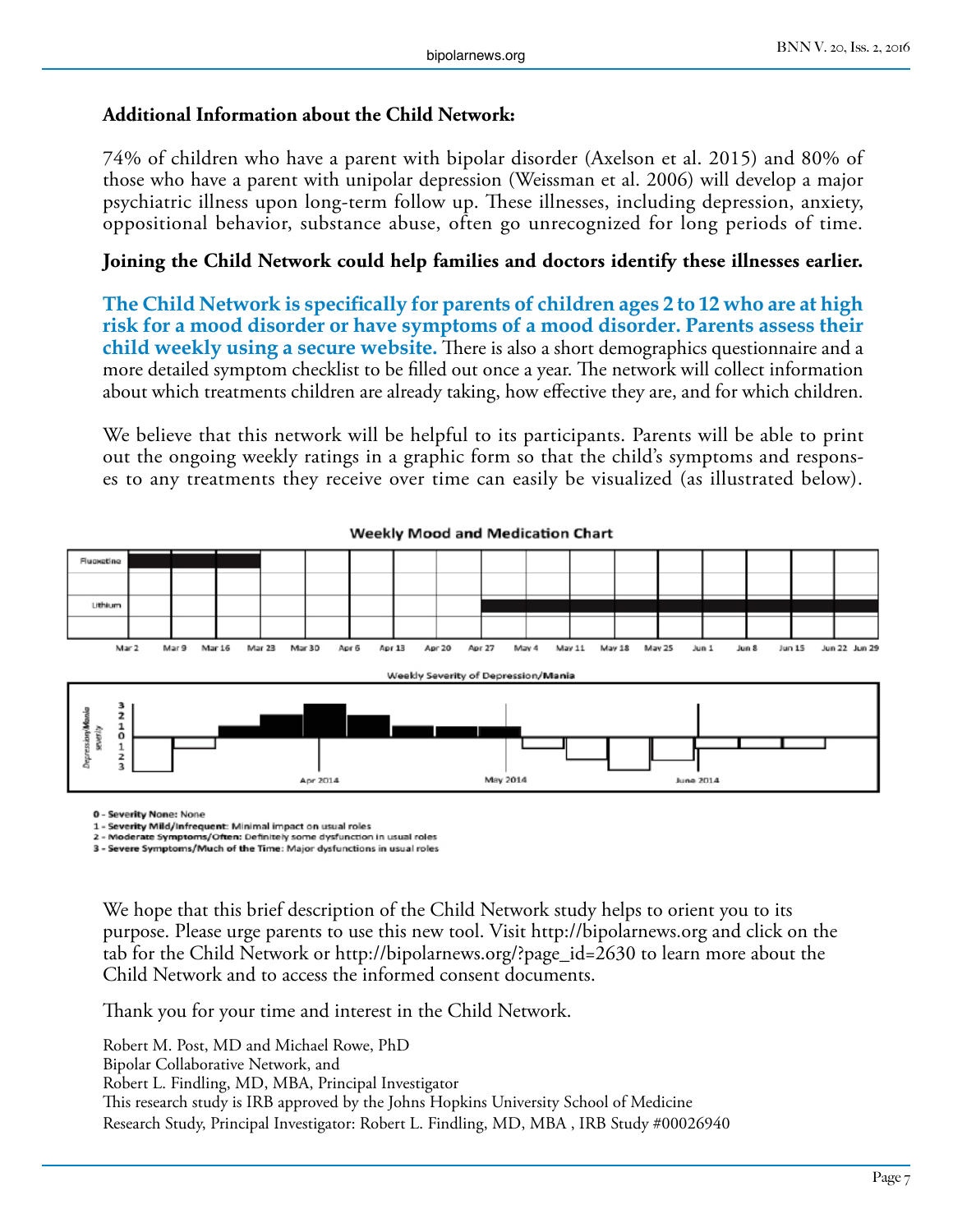**Additional Information about the Child Network:**

74% of children who have a parent with bipolar disorder (Axelson et al. 2015) and 80% of those who have a parent with unipolar depression (Weissman et al. 2006) will develop a major psychiatric illness upon long-term follow up. These illnesses, including depression, anxiety, oppositional behavior, substance abuse, often go unrecognized for long periods of time.

**Joining the Child Network could help families and doctors identify these illnesses earlier.**

**The Child Network is specifically for parents of children ages 2 to 12 who are at high risk for a mood disorder or have symptoms of a mood disorder. Parents assess their child weekly using a secure website.** There is also a short demographics questionnaire and a more detailed symptom checklist to be filled out once a year. The network will collect information about which treatments children are already taking, how effective they are, and for which children.

We believe that this network will be helpful to its participants. Parents will be able to print out the ongoing weekly ratings in a graphic form so that the child's symptoms and responses to any treatments they receive over time can easily be visualized (as illustrated below).

**Weekly Mood and Medication Chart**

Weekly Severity of Depression/Mania

**0 - Severity None:** None
**1 - Severity Mild/Infrequent:** Minimal impact on usual roles
**2 - Moderate Symptoms/Often:** Definitely some dysfunction in usual roles
**3 - Severe Symptoms/Much of the Time:** Major dysfunctions in usual roles

We hope that this brief description of the Child Network study helps to orient you to its purpose. Please urge parents to use this new tool. Visit http://bipolarnews.org and click on the tab for the Child Network or http://bipolarnews.org/?page_id=2630 to learn more about the Child Network and to access the informed consent documents.

Thank you for your time and interest in the Child Network.

Robert M. Post, MD and Michael Rowe, PhD
Bipolar Collaborative Network, and
Robert L. Findling, MD, MBA, Principal Investigator
This research study is IRB approved by the Johns Hopkins University School of Medicine
Research Study, Principal Investigator: Robert L. Findling, MD, MBA , IRB Study #00026940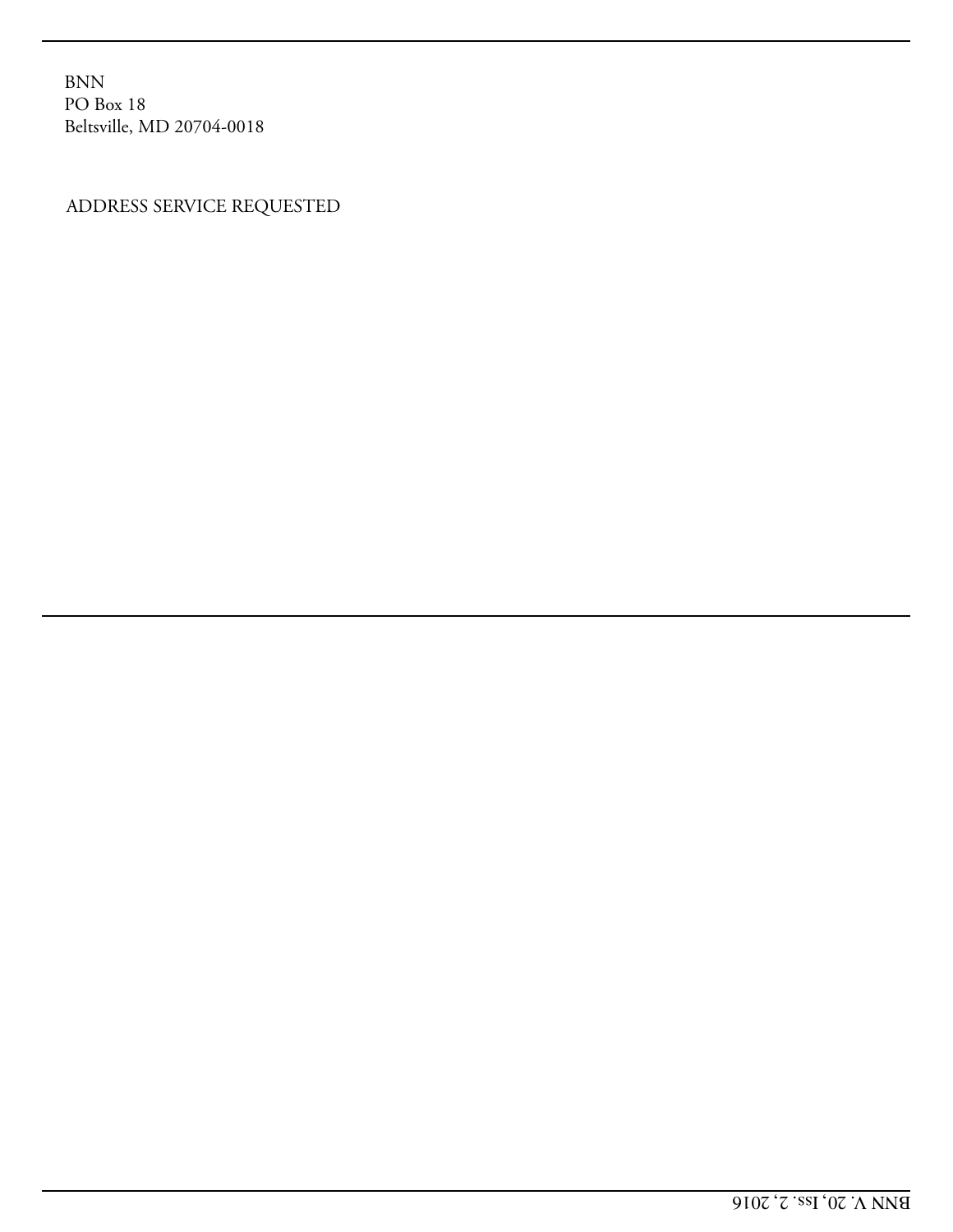BNN
PO Box 18
Beltsville, MD 20704-0018

ADDRESS SERVICE REQUESTED